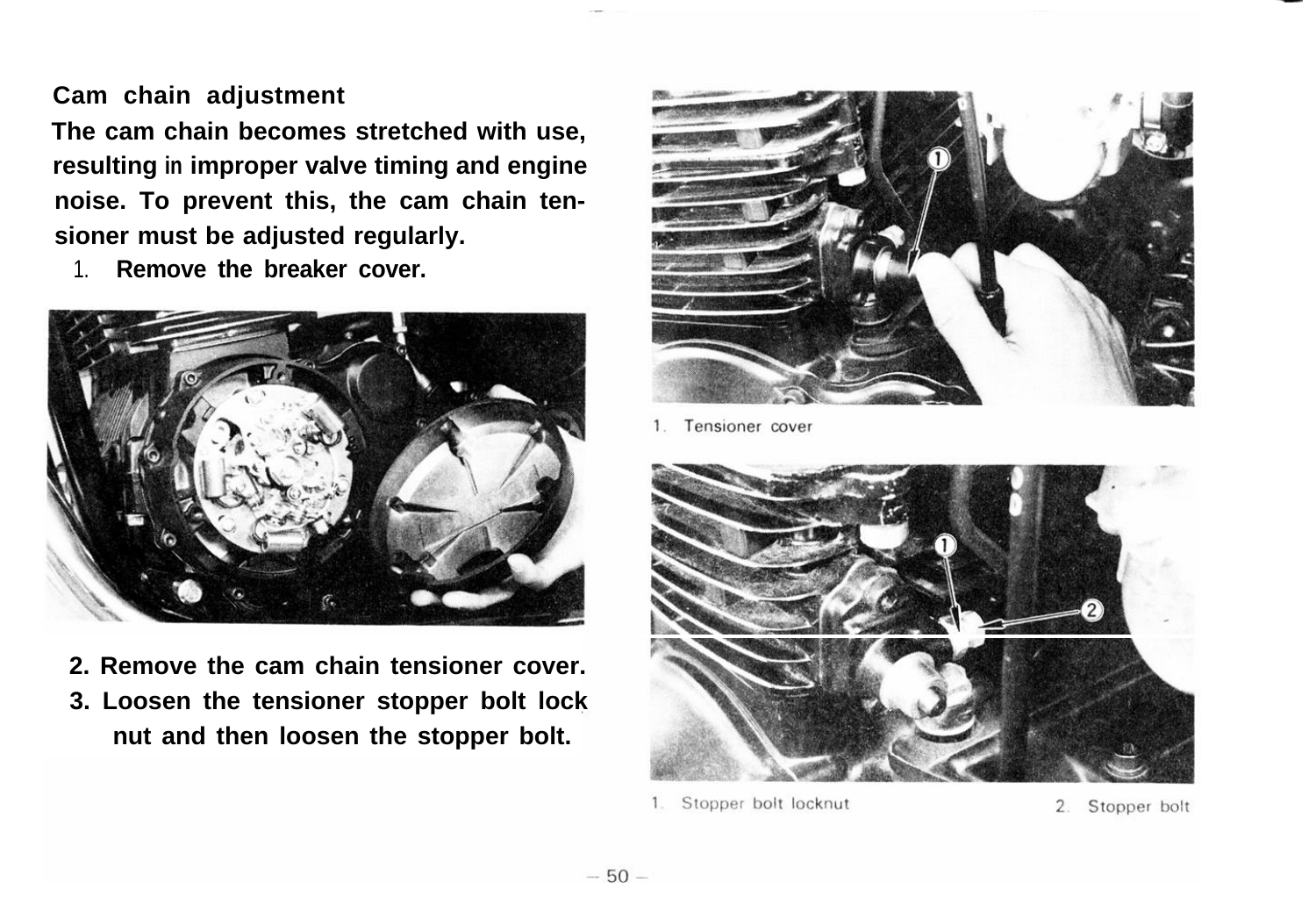## Cam chain adjustment

**The cam chain becomes stretched with use, resulting in improper valve timing and engine noise. To prevent this, the cam chain tensioner must be adjusted regularly.**

1. **Remove the breaker cover.**

1. Tensioner cover

2. **Remove the cam chain tensioner cover.**
3. **Loosen the tensioner stopper bolt lock nut and then loosen the stopper bolt.**

1. Stopper bolt locknut 2. Stopper bolt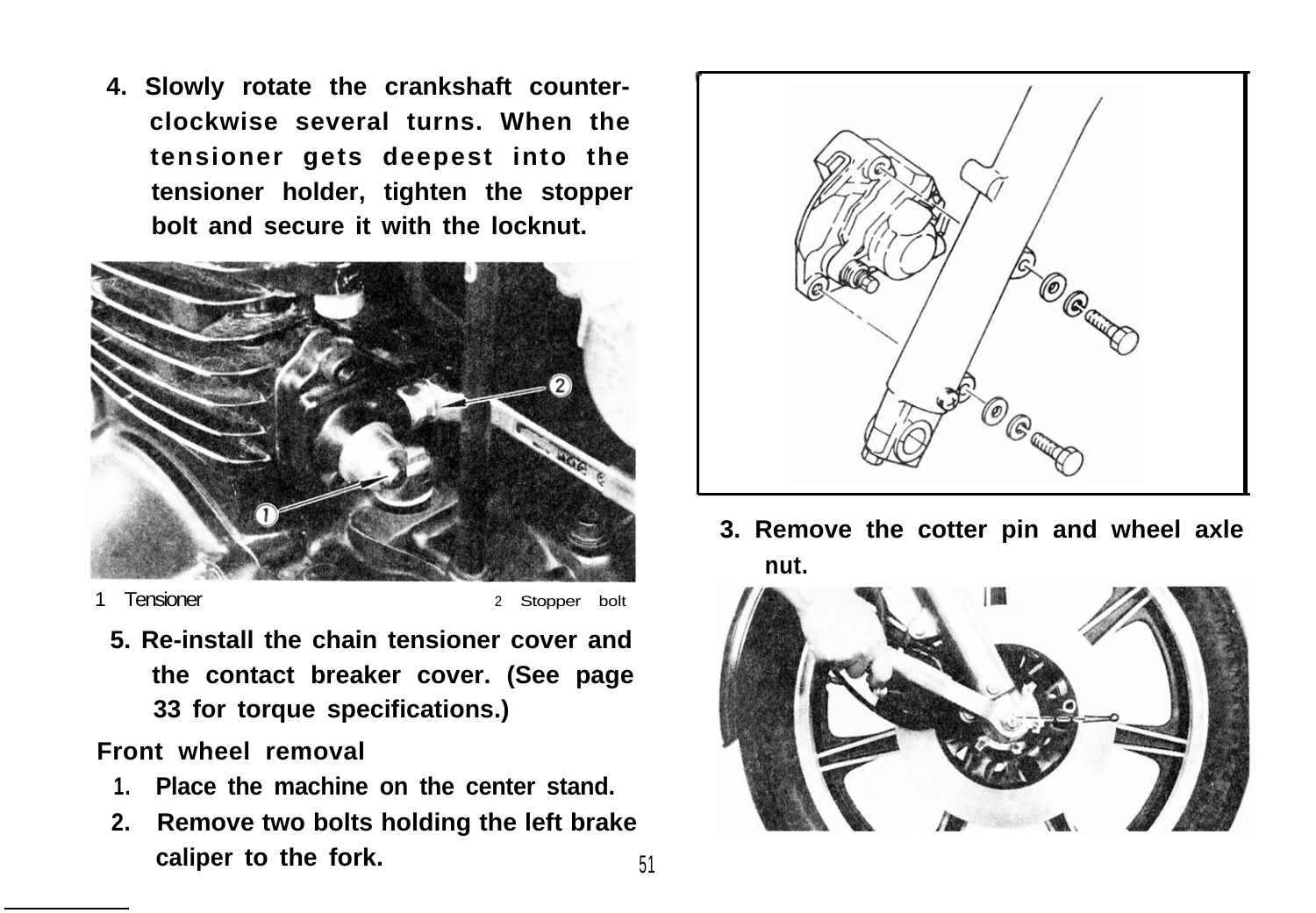4. Slowly rotate the crankshaft counter-clockwise several turns. When the tensioner gets deepest into the tensioner holder, tighten the stopper bolt and secure it with the locknut.

1 Tensioner 2 Stopper bolt

5. Re-install the chain tensioner cover and the contact breaker cover. (See page 33 for torque specifications.)

**Front wheel removal**

1. Place the machine on the center stand.
2. Remove two bolts holding the left brake caliper to the fork.
3. Remove the cotter pin and wheel axle nut.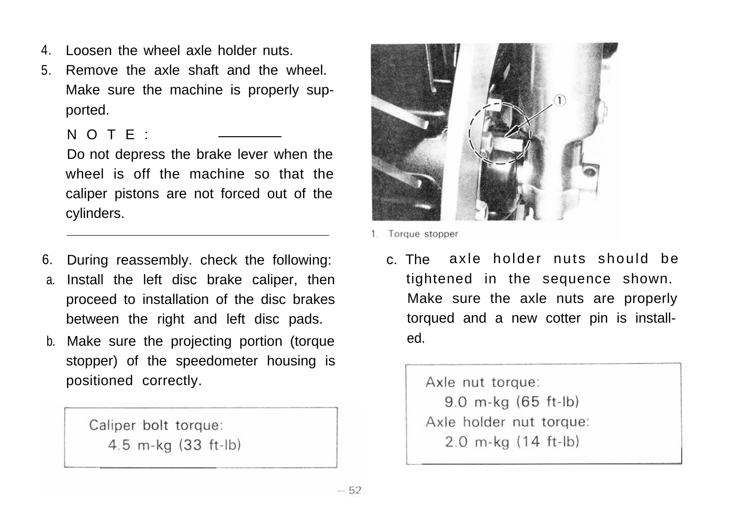4. Loosen the wheel axle holder nuts.
5. Remove the axle shaft and the wheel. Make sure the machine is properly supported.

**NOTE:**

Do not depress the brake lever when the wheel is off the machine so that the caliper pistons are not forced out of the cylinders.

6. During reassembly. check the following:
   a. Install the left disc brake caliper, then proceed to installation of the disc brakes between the right and left disc pads.
   b. Make sure the projecting portion (torque stopper) of the speedometer housing is positioned correctly.

> Caliper bolt torque:
> 4.5 m-kg (33 ft-lb)

1. Torque stopper

   c. The axle holder nuts should be tightened in the sequence shown. Make sure the axle nuts are properly torqued and a new cotter pin is installed.

> Axle nut torque:
> 9.0 m-kg (65 ft-lb)
> Axle holder nut torque:
> 2.0 m-kg (14 ft-lb)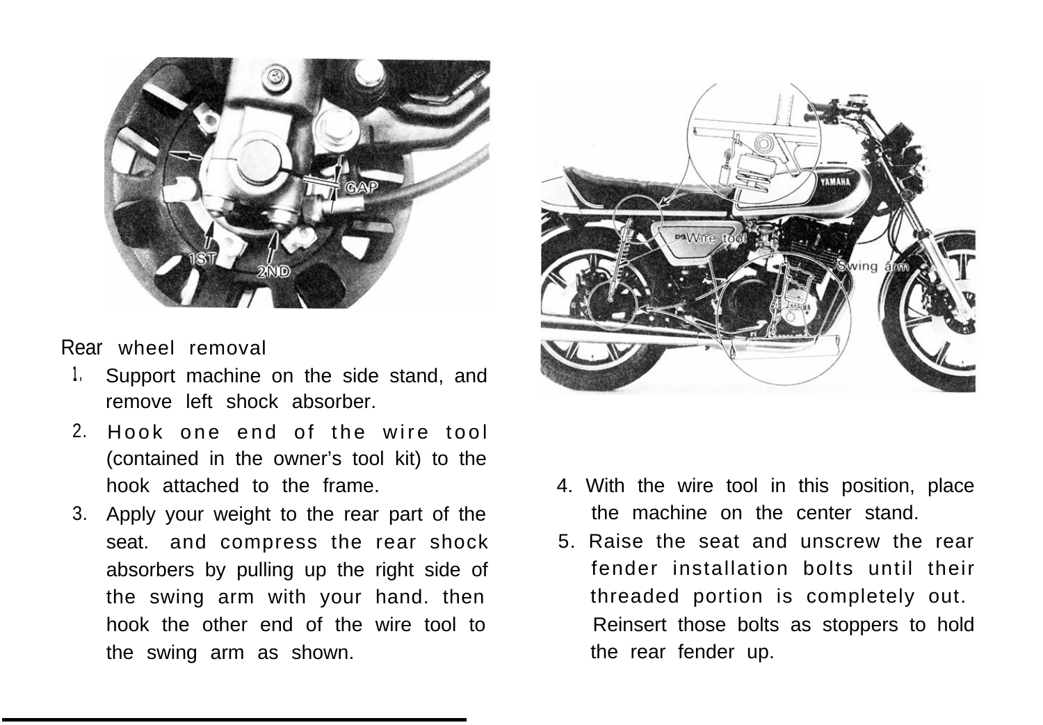GAP

1ST

2ND

Wire tool

Swing arm

## Rear wheel removal

1. Support machine on the side stand, and remove left shock absorber.
2. Hook one end of the wire tool (contained in the owner's tool kit) to the hook attached to the frame.
3. Apply your weight to the rear part of the seat. and compress the rear shock absorbers by pulling up the right side of the swing arm with your hand. then hook the other end of the wire tool to the swing arm as shown.
4. With the wire tool in this position, place the machine on the center stand.
5. Raise the seat and unscrew the rear fender installation bolts until their threaded portion is completely out. Reinsert those bolts as stoppers to hold the rear fender up.